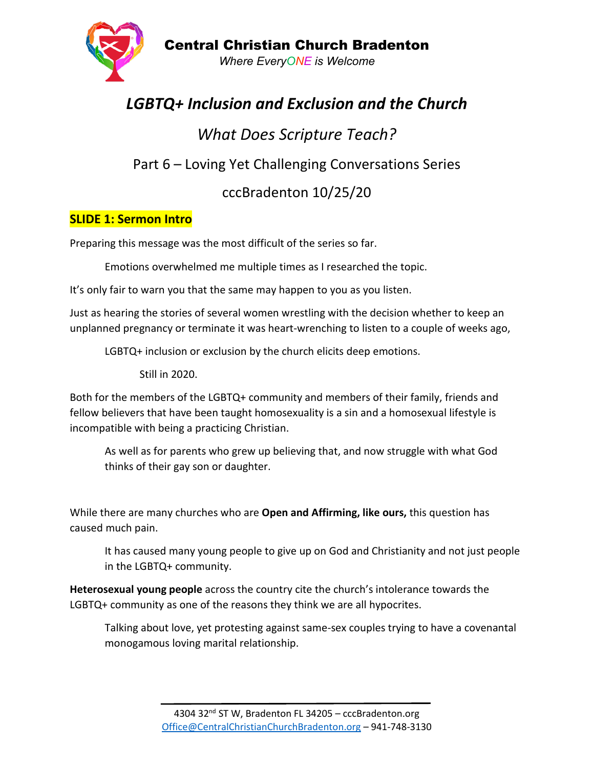**Central Christian Church Bradenton**

*Where EveryONE is Welcome*

# *LGBTQ+ Inclusion and Exclusion and the Church*

## *What Does Scripture Teach?*

### Part 6 – Loving Yet Challenging Conversations Series

### cccBradenton 10/25/20

**SLIDE 1: Sermon Intro**

Preparing this message was the most difficult of the series so far.

Emotions overwhelmed me multiple times as I researched the topic.

It's only fair to warn you that the same may happen to you as you listen.

Just as hearing the stories of several women wrestling with the decision whether to keep an unplanned pregnancy or terminate it was heart-wrenching to listen to a couple of weeks ago,

LGBTQ+ inclusion or exclusion by the church elicits deep emotions.

Still in 2020.

Both for the members of the LGBTQ+ community and members of their family, friends and fellow believers that have been taught homosexuality is a sin and a homosexual lifestyle is incompatible with being a practicing Christian.

As well as for parents who grew up believing that, and now struggle with what God thinks of their gay son or daughter.

While there are many churches who are **Open and Affirming, like ours,** this question has caused much pain.

It has caused many young people to give up on God and Christianity and not just people in the LGBTQ+ community.

**Heterosexual young people** across the country cite the church's intolerance towards the LGBTQ+ community as one of the reasons they think we are all hypocrites.

Talking about love, yet protesting against same-sex couples trying to have a covenantal monogamous loving marital relationship.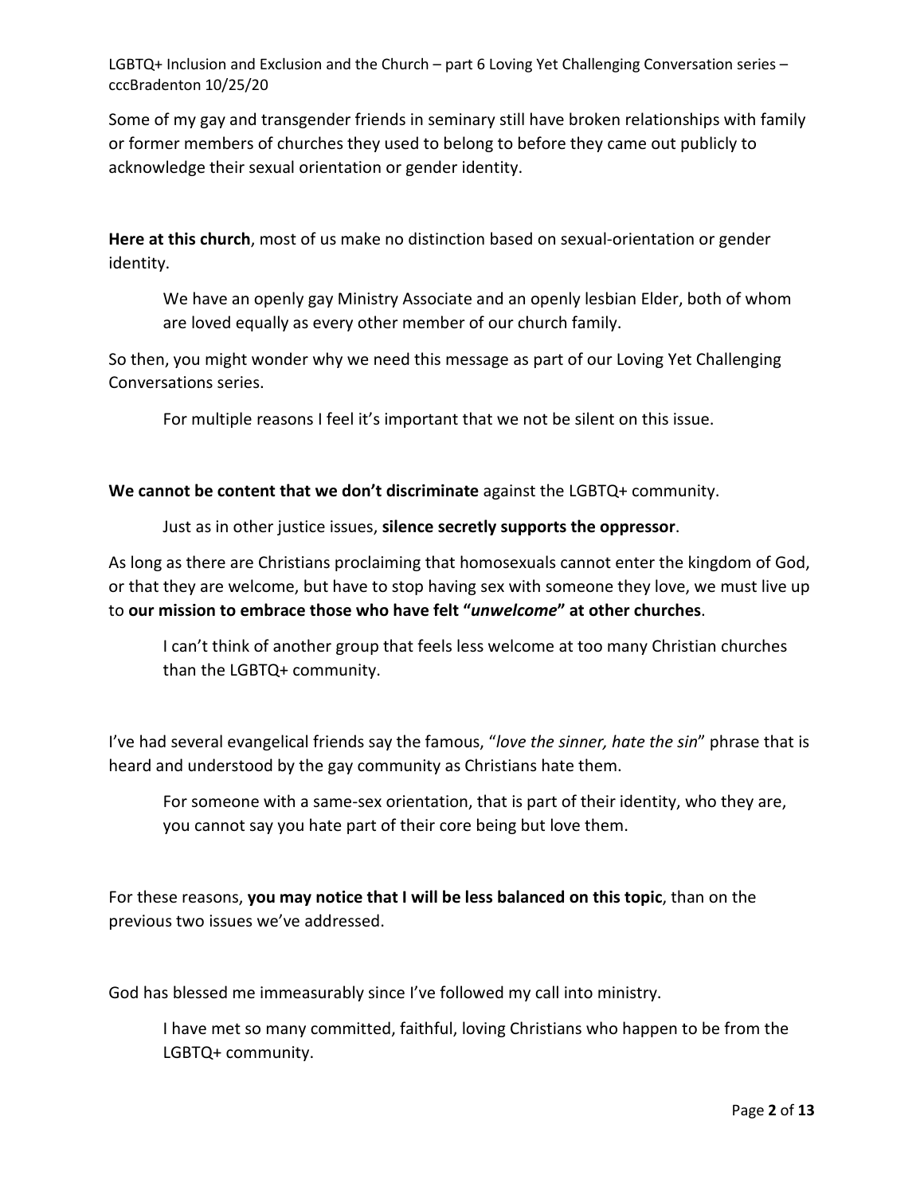Some of my gay and transgender friends in seminary still have broken relationships with family or former members of churches they used to belong to before they came out publicly to acknowledge their sexual orientation or gender identity.

**Here at this church**, most of us make no distinction based on sexual-orientation or gender identity.

> We have an openly gay Ministry Associate and an openly lesbian Elder, both of whom are loved equally as every other member of our church family.

So then, you might wonder why we need this message as part of our Loving Yet Challenging Conversations series.

> For multiple reasons I feel it's important that we not be silent on this issue.

**We cannot be content that we don't discriminate** against the LGBTQ+ community.

> Just as in other justice issues, **silence secretly supports the oppressor**.

As long as there are Christians proclaiming that homosexuals cannot enter the kingdom of God, or that they are welcome, but have to stop having sex with someone they love, we must live up to **our mission to embrace those who have felt "*unwelcome*" at other churches**.

> I can't think of another group that feels less welcome at too many Christian churches than the LGBTQ+ community.

I've had several evangelical friends say the famous, "*love the sinner, hate the sin*" phrase that is heard and understood by the gay community as Christians hate them.

> For someone with a same-sex orientation, that is part of their identity, who they are, you cannot say you hate part of their core being but love them.

For these reasons, **you may notice that I will be less balanced on this topic**, than on the previous two issues we've addressed.

God has blessed me immeasurably since I've followed my call into ministry.

> I have met so many committed, faithful, loving Christians who happen to be from the LGBTQ+ community.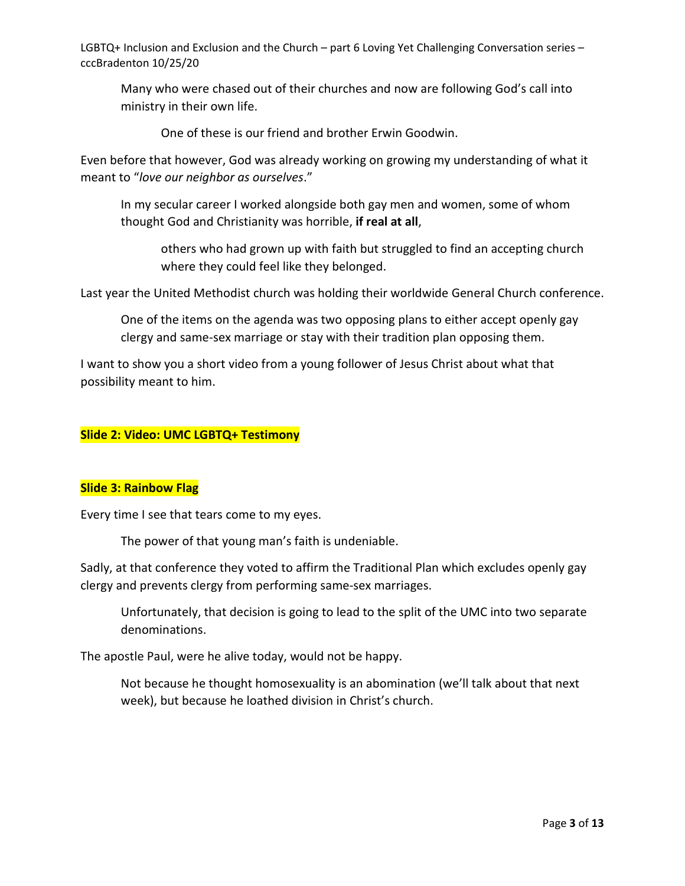Many who were chased out of their churches and now are following God's call into ministry in their own life.

One of these is our friend and brother Erwin Goodwin.

Even before that however, God was already working on growing my understanding of what it meant to "*love our neighbor as ourselves*."

In my secular career I worked alongside both gay men and women, some of whom thought God and Christianity was horrible, **if real at all**,

others who had grown up with faith but struggled to find an accepting church where they could feel like they belonged.

Last year the United Methodist church was holding their worldwide General Church conference.

One of the items on the agenda was two opposing plans to either accept openly gay clergy and same-sex marriage or stay with their tradition plan opposing them.

I want to show you a short video from a young follower of Jesus Christ about what that possibility meant to him.

**Slide 2: Video: UMC LGBTQ+ Testimony**

**Slide 3: Rainbow Flag**

Every time I see that tears come to my eyes.

The power of that young man's faith is undeniable.

Sadly, at that conference they voted to affirm the Traditional Plan which excludes openly gay clergy and prevents clergy from performing same-sex marriages.

Unfortunately, that decision is going to lead to the split of the UMC into two separate denominations.

The apostle Paul, were he alive today, would not be happy.

Not because he thought homosexuality is an abomination (we'll talk about that next week), but because he loathed division in Christ's church.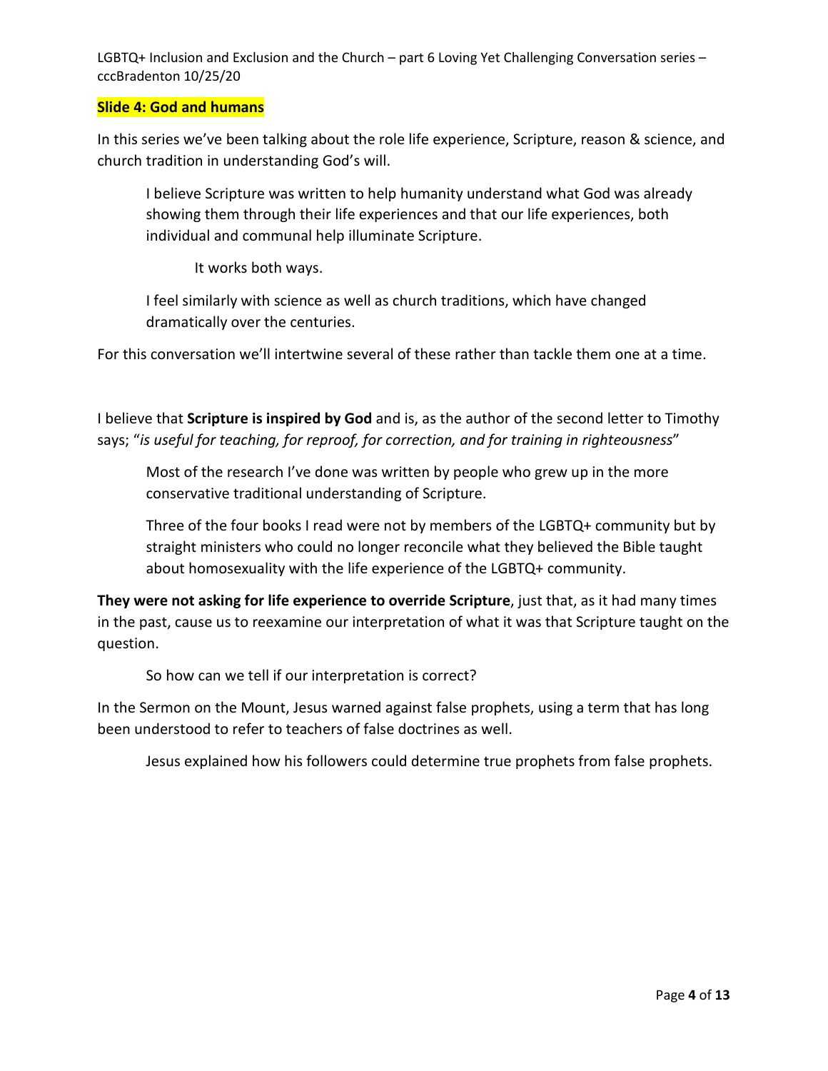**Slide 4: God and humans**

In this series we've been talking about the role life experience, Scripture, reason & science, and church tradition in understanding God's will.

I believe Scripture was written to help humanity understand what God was already showing them through their life experiences and that our life experiences, both individual and communal help illuminate Scripture.

It works both ways.

I feel similarly with science as well as church traditions, which have changed dramatically over the centuries.

For this conversation we'll intertwine several of these rather than tackle them one at a time.

I believe that **Scripture is inspired by God** and is, as the author of the second letter to Timothy says; "*is useful for teaching, for reproof, for correction, and for training in righteousness*"

Most of the research I've done was written by people who grew up in the more conservative traditional understanding of Scripture.

Three of the four books I read were not by members of the LGBTQ+ community but by straight ministers who could no longer reconcile what they believed the Bible taught about homosexuality with the life experience of the LGBTQ+ community.

**They were not asking for life experience to override Scripture**, just that, as it had many times in the past, cause us to reexamine our interpretation of what it was that Scripture taught on the question.

So how can we tell if our interpretation is correct?

In the Sermon on the Mount, Jesus warned against false prophets, using a term that has long been understood to refer to teachers of false doctrines as well.

Jesus explained how his followers could determine true prophets from false prophets.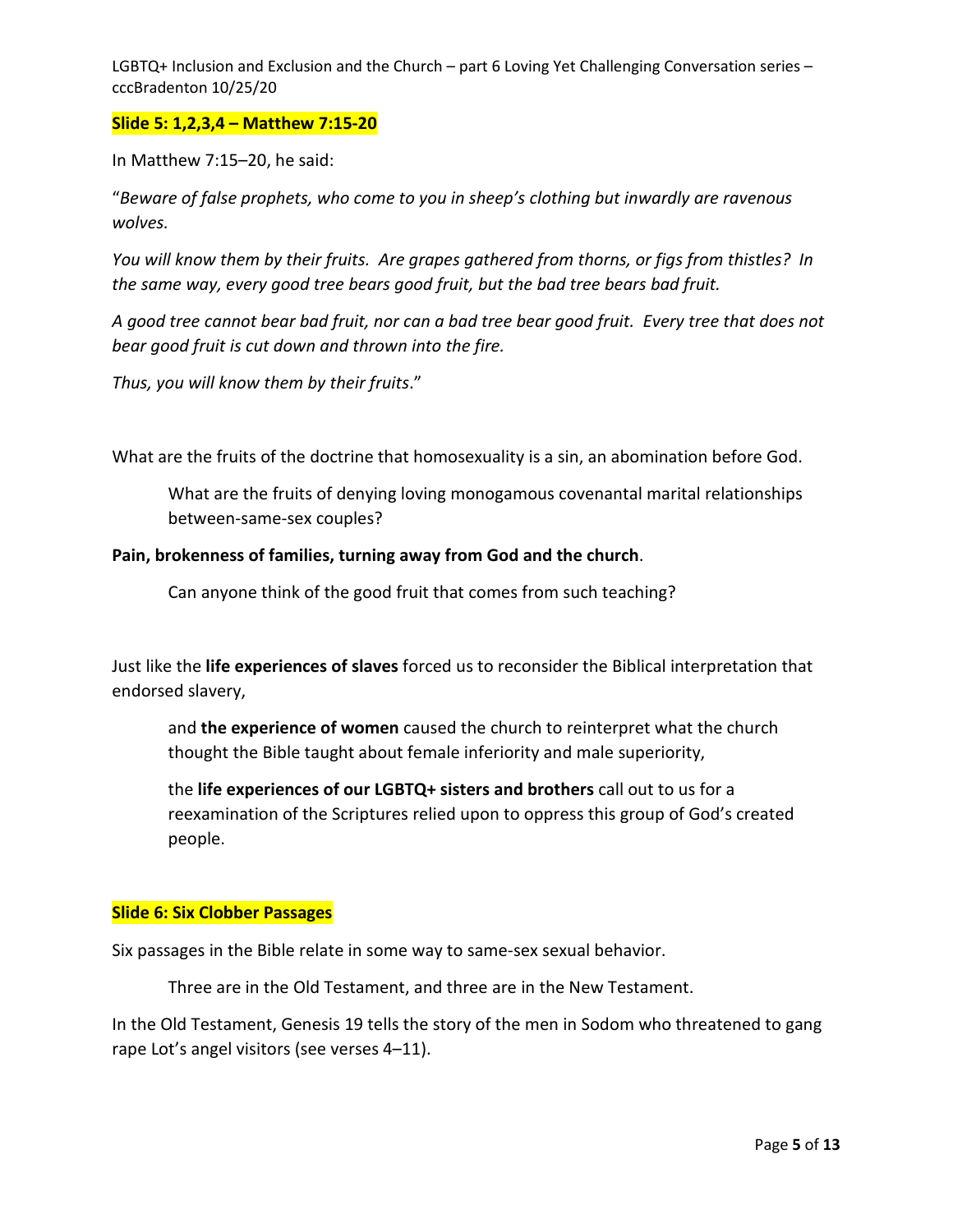**Slide 5: 1,2,3,4 – Matthew 7:15-20**

In Matthew 7:15–20, he said:

"*Beware of false prophets, who come to you in sheep's clothing but inwardly are ravenous wolves.*

*You will know them by their fruits. Are grapes gathered from thorns, or figs from thistles? In the same way, every good tree bears good fruit, but the bad tree bears bad fruit.*

*A good tree cannot bear bad fruit, nor can a bad tree bear good fruit. Every tree that does not bear good fruit is cut down and thrown into the fire.*

*Thus, you will know them by their fruits*."

What are the fruits of the doctrine that homosexuality is a sin, an abomination before God.

What are the fruits of denying loving monogamous covenantal marital relationships between-same-sex couples?

**Pain, brokenness of families, turning away from God and the church**.

Can anyone think of the good fruit that comes from such teaching?

Just like the **life experiences of slaves** forced us to reconsider the Biblical interpretation that endorsed slavery,

and **the experience of women** caused the church to reinterpret what the church thought the Bible taught about female inferiority and male superiority,

the **life experiences of our LGBTQ+ sisters and brothers** call out to us for a reexamination of the Scriptures relied upon to oppress this group of God's created people.

**Slide 6: Six Clobber Passages**

Six passages in the Bible relate in some way to same-sex sexual behavior.

Three are in the Old Testament, and three are in the New Testament.

In the Old Testament, Genesis 19 tells the story of the men in Sodom who threatened to gang rape Lot's angel visitors (see verses 4–11).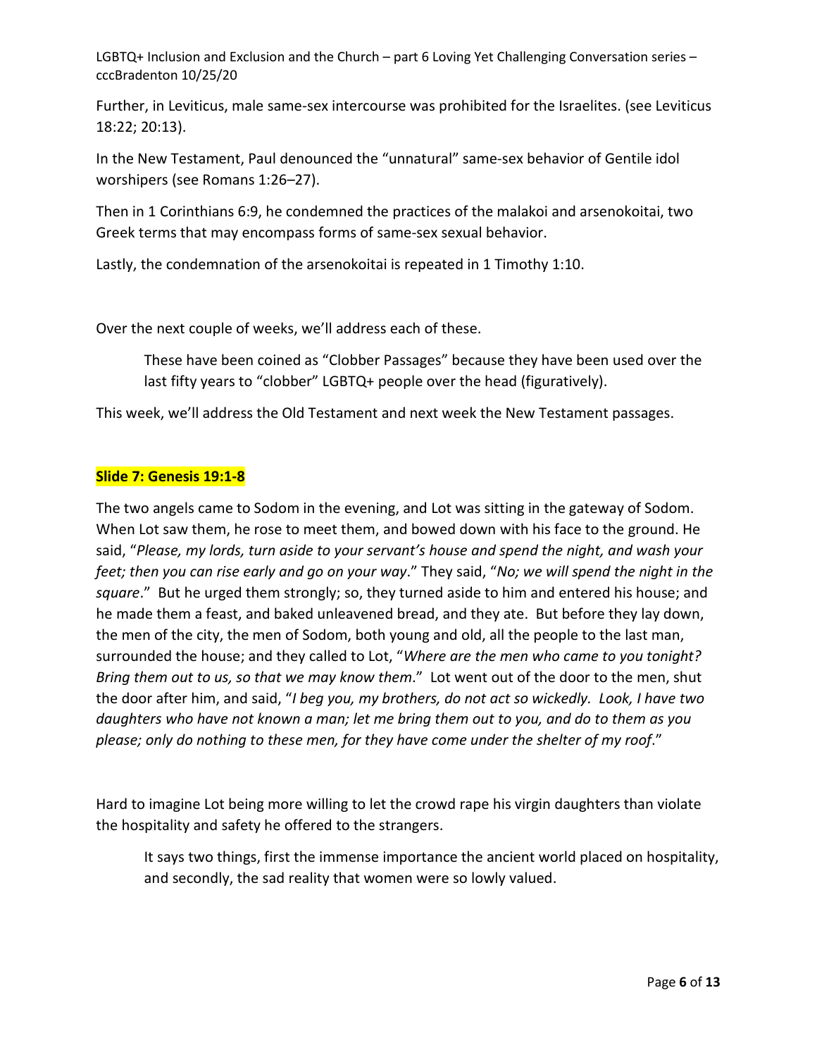Further, in Leviticus, male same-sex intercourse was prohibited for the Israelites. (see Leviticus 18:22; 20:13).

In the New Testament, Paul denounced the "unnatural" same-sex behavior of Gentile idol worshipers (see Romans 1:26–27).

Then in 1 Corinthians 6:9, he condemned the practices of the malakoi and arsenokoitai, two Greek terms that may encompass forms of same-sex sexual behavior.

Lastly, the condemnation of the arsenokoitai is repeated in 1 Timothy 1:10.

Over the next couple of weeks, we'll address each of these.

> These have been coined as "Clobber Passages" because they have been used over the last fifty years to "clobber" LGBTQ+ people over the head (figuratively).

This week, we'll address the Old Testament and next week the New Testament passages.

**Slide 7: Genesis 19:1-8**

The two angels came to Sodom in the evening, and Lot was sitting in the gateway of Sodom. When Lot saw them, he rose to meet them, and bowed down with his face to the ground. He said, "*Please, my lords, turn aside to your servant's house and spend the night, and wash your feet; then you can rise early and go on your way*." They said, "*No; we will spend the night in the square*." But he urged them strongly; so, they turned aside to him and entered his house; and he made them a feast, and baked unleavened bread, and they ate. But before they lay down, the men of the city, the men of Sodom, both young and old, all the people to the last man, surrounded the house; and they called to Lot, "*Where are the men who came to you tonight? Bring them out to us, so that we may know them*." Lot went out of the door to the men, shut the door after him, and said, "*I beg you, my brothers, do not act so wickedly. Look, I have two daughters who have not known a man; let me bring them out to you, and do to them as you please; only do nothing to these men, for they have come under the shelter of my roof*."

Hard to imagine Lot being more willing to let the crowd rape his virgin daughters than violate the hospitality and safety he offered to the strangers.

> It says two things, first the immense importance the ancient world placed on hospitality, and secondly, the sad reality that women were so lowly valued.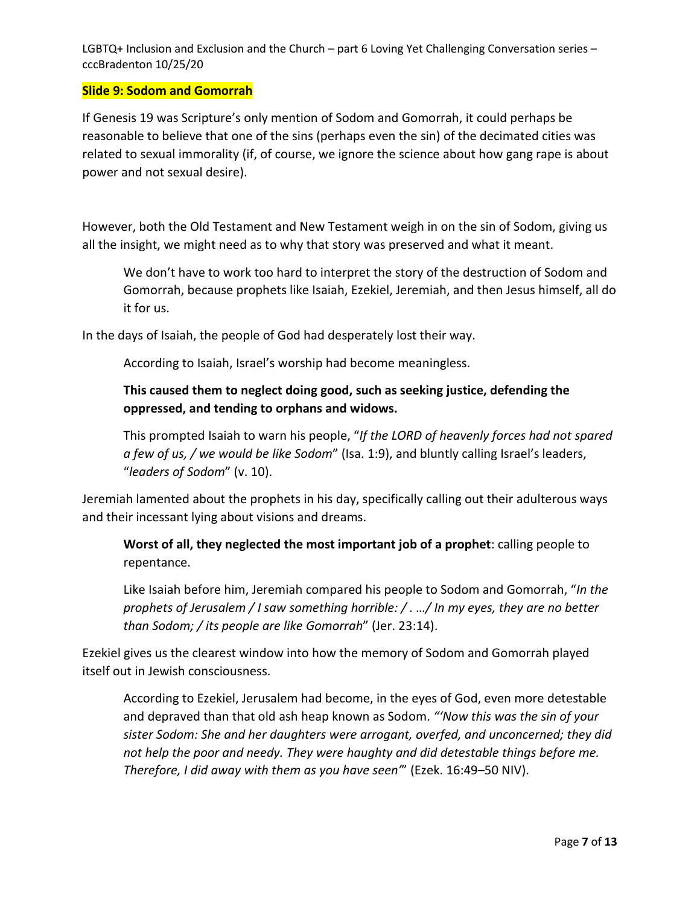**Slide 9: Sodom and Gomorrah**

If Genesis 19 was Scripture's only mention of Sodom and Gomorrah, it could perhaps be reasonable to believe that one of the sins (perhaps even the sin) of the decimated cities was related to sexual immorality (if, of course, we ignore the science about how gang rape is about power and not sexual desire).

However, both the Old Testament and New Testament weigh in on the sin of Sodom, giving us all the insight, we might need as to why that story was preserved and what it meant.

> We don't have to work too hard to interpret the story of the destruction of Sodom and Gomorrah, because prophets like Isaiah, Ezekiel, Jeremiah, and then Jesus himself, all do it for us.

In the days of Isaiah, the people of God had desperately lost their way.

> According to Isaiah, Israel's worship had become meaningless.
>
> **This caused them to neglect doing good, such as seeking justice, defending the oppressed, and tending to orphans and widows.**
>
> This prompted Isaiah to warn his people, "*If the LORD of heavenly forces had not spared a few of us, / we would be like Sodom*" (Isa. 1:9), and bluntly calling Israel's leaders, "*leaders of Sodom*" (v. 10).

Jeremiah lamented about the prophets in his day, specifically calling out their adulterous ways and their incessant lying about visions and dreams.

> **Worst of all, they neglected the most important job of a prophet**: calling people to repentance.
>
> Like Isaiah before him, Jeremiah compared his people to Sodom and Gomorrah, "*In the prophets of Jerusalem / I saw something horrible: / . …/ In my eyes, they are no better than Sodom; / its people are like Gomorrah*" (Jer. 23:14).

Ezekiel gives us the clearest window into how the memory of Sodom and Gomorrah played itself out in Jewish consciousness.

> According to Ezekiel, Jerusalem had become, in the eyes of God, even more detestable and depraved than that old ash heap known as Sodom. *"'Now this was the sin of your sister Sodom: She and her daughters were arrogant, overfed, and unconcerned; they did not help the poor and needy. They were haughty and did detestable things before me. Therefore, I did away with them as you have seen'*" (Ezek. 16:49–50 NIV).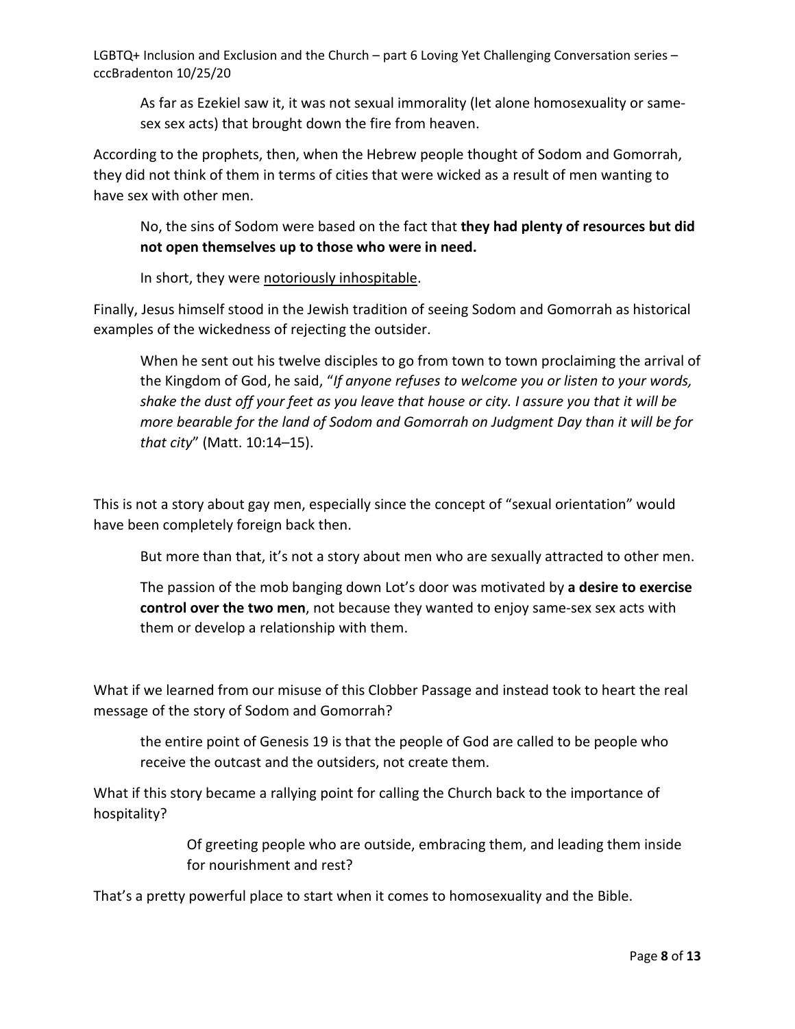As far as Ezekiel saw it, it was not sexual immorality (let alone homosexuality or same-sex sex acts) that brought down the fire from heaven.

According to the prophets, then, when the Hebrew people thought of Sodom and Gomorrah, they did not think of them in terms of cities that were wicked as a result of men wanting to have sex with other men.

No, the sins of Sodom were based on the fact that **they had plenty of resources but did not open themselves up to those who were in need.**

In short, they were <u>notoriously inhospitable</u>.

Finally, Jesus himself stood in the Jewish tradition of seeing Sodom and Gomorrah as historical examples of the wickedness of rejecting the outsider.

When he sent out his twelve disciples to go from town to town proclaiming the arrival of the Kingdom of God, he said, "*If anyone refuses to welcome you or listen to your words, shake the dust off your feet as you leave that house or city. I assure you that it will be more bearable for the land of Sodom and Gomorrah on Judgment Day than it will be for that city*" (Matt. 10:14–15).

This is not a story about gay men, especially since the concept of "sexual orientation" would have been completely foreign back then.

But more than that, it's not a story about men who are sexually attracted to other men.

The passion of the mob banging down Lot's door was motivated by **a desire to exercise control over the two men**, not because they wanted to enjoy same-sex sex acts with them or develop a relationship with them.

What if we learned from our misuse of this Clobber Passage and instead took to heart the real message of the story of Sodom and Gomorrah?

the entire point of Genesis 19 is that the people of God are called to be people who receive the outcast and the outsiders, not create them.

What if this story became a rallying point for calling the Church back to the importance of hospitality?

Of greeting people who are outside, embracing them, and leading them inside for nourishment and rest?

That's a pretty powerful place to start when it comes to homosexuality and the Bible.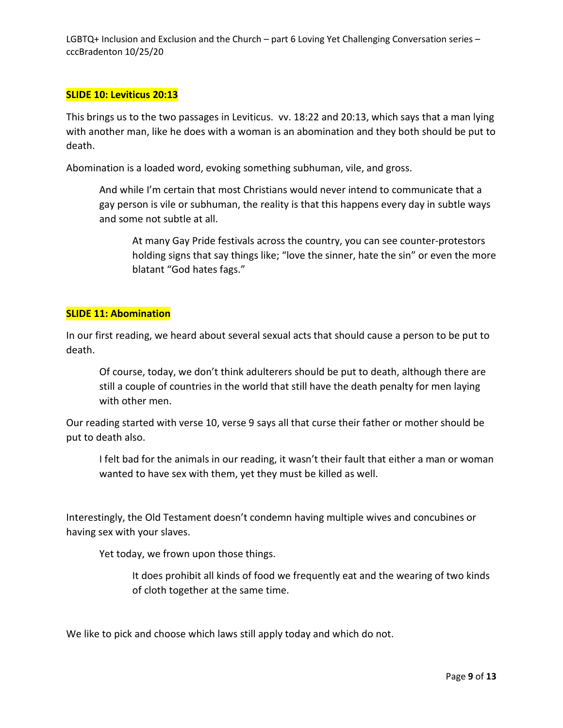**SLIDE 10: Leviticus 20:13**

This brings us to the two passages in Leviticus. vv. 18:22 and 20:13, which says that a man lying with another man, like he does with a woman is an abomination and they both should be put to death.

Abomination is a loaded word, evoking something subhuman, vile, and gross.

> And while I'm certain that most Christians would never intend to communicate that a gay person is vile or subhuman, the reality is that this happens every day in subtle ways and some not subtle at all.
>
> > At many Gay Pride festivals across the country, you can see counter-protestors holding signs that say things like; "love the sinner, hate the sin" or even the more blatant "God hates fags."

**SLIDE 11: Abomination**

In our first reading, we heard about several sexual acts that should cause a person to be put to death.

> Of course, today, we don't think adulterers should be put to death, although there are still a couple of countries in the world that still have the death penalty for men laying with other men.

Our reading started with verse 10, verse 9 says all that curse their father or mother should be put to death also.

> I felt bad for the animals in our reading, it wasn't their fault that either a man or woman wanted to have sex with them, yet they must be killed as well.

Interestingly, the Old Testament doesn't condemn having multiple wives and concubines or having sex with your slaves.

> Yet today, we frown upon those things.
>
> > It does prohibit all kinds of food we frequently eat and the wearing of two kinds of cloth together at the same time.

We like to pick and choose which laws still apply today and which do not.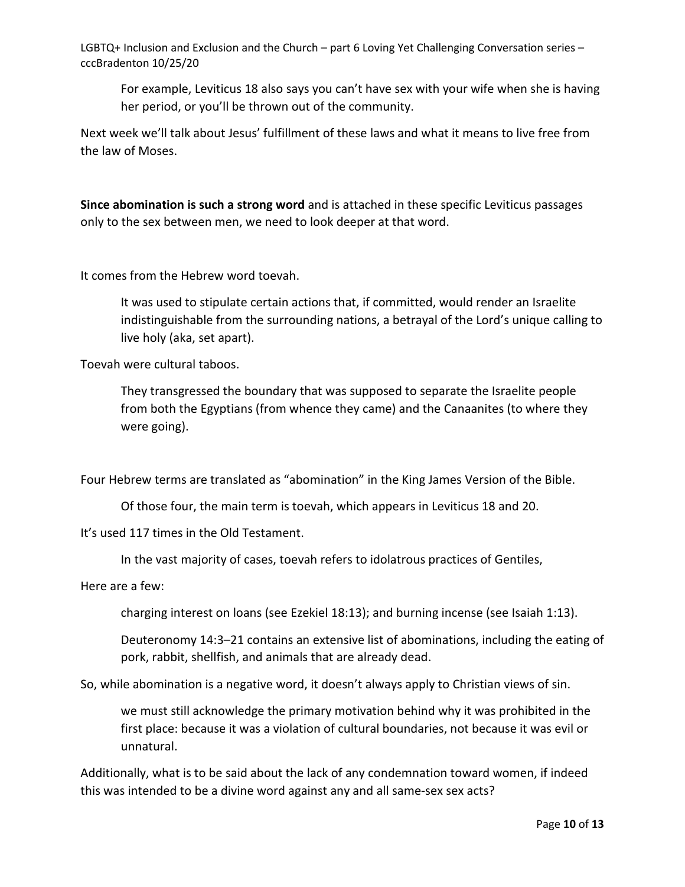For example, Leviticus 18 also says you can't have sex with your wife when she is having her period, or you'll be thrown out of the community.

Next week we'll talk about Jesus' fulfillment of these laws and what it means to live free from the law of Moses.

**Since abomination is such a strong word** and is attached in these specific Leviticus passages only to the sex between men, we need to look deeper at that word.

It comes from the Hebrew word toevah.

It was used to stipulate certain actions that, if committed, would render an Israelite indistinguishable from the surrounding nations, a betrayal of the Lord's unique calling to live holy (aka, set apart).

Toevah were cultural taboos.

They transgressed the boundary that was supposed to separate the Israelite people from both the Egyptians (from whence they came) and the Canaanites (to where they were going).

Four Hebrew terms are translated as "abomination" in the King James Version of the Bible.

Of those four, the main term is toevah, which appears in Leviticus 18 and 20.

It's used 117 times in the Old Testament.

In the vast majority of cases, toevah refers to idolatrous practices of Gentiles,

Here are a few:

charging interest on loans (see Ezekiel 18:13); and burning incense (see Isaiah 1:13).

Deuteronomy 14:3–21 contains an extensive list of abominations, including the eating of pork, rabbit, shellfish, and animals that are already dead.

So, while abomination is a negative word, it doesn't always apply to Christian views of sin.

we must still acknowledge the primary motivation behind why it was prohibited in the first place: because it was a violation of cultural boundaries, not because it was evil or unnatural.

Additionally, what is to be said about the lack of any condemnation toward women, if indeed this was intended to be a divine word against any and all same-sex sex acts?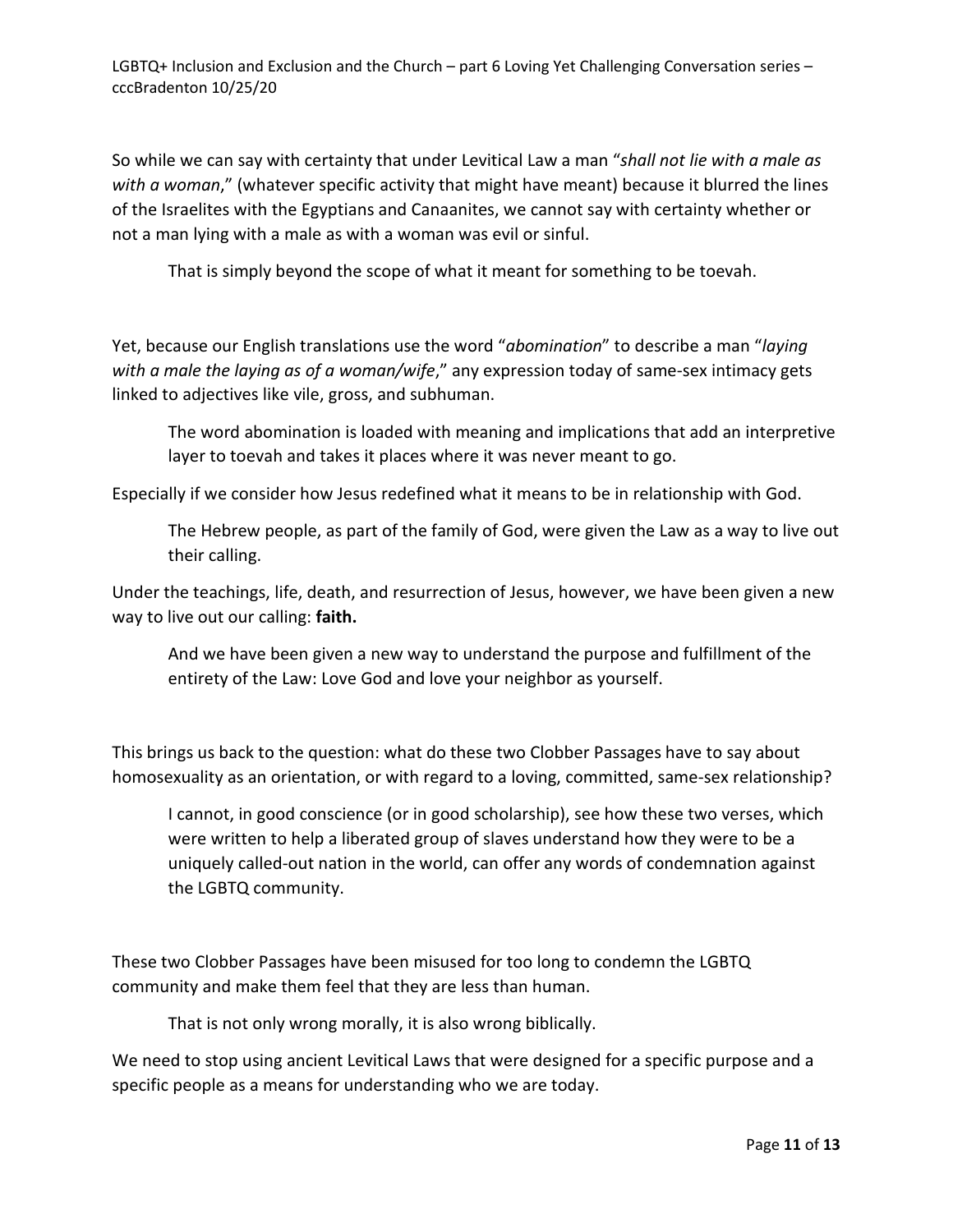So while we can say with certainty that under Levitical Law a man "*shall not lie with a male as with a woman*," (whatever specific activity that might have meant) because it blurred the lines of the Israelites with the Egyptians and Canaanites, we cannot say with certainty whether or not a man lying with a male as with a woman was evil or sinful.

> That is simply beyond the scope of what it meant for something to be toevah.

Yet, because our English translations use the word "*abomination*" to describe a man "*laying with a male the laying as of a woman/wife*," any expression today of same-sex intimacy gets linked to adjectives like vile, gross, and subhuman.

> The word abomination is loaded with meaning and implications that add an interpretive layer to toevah and takes it places where it was never meant to go.

Especially if we consider how Jesus redefined what it means to be in relationship with God.

> The Hebrew people, as part of the family of God, were given the Law as a way to live out their calling.

Under the teachings, life, death, and resurrection of Jesus, however, we have been given a new way to live out our calling: **faith.**

> And we have been given a new way to understand the purpose and fulfillment of the entirety of the Law: Love God and love your neighbor as yourself.

This brings us back to the question: what do these two Clobber Passages have to say about homosexuality as an orientation, or with regard to a loving, committed, same-sex relationship?

> I cannot, in good conscience (or in good scholarship), see how these two verses, which were written to help a liberated group of slaves understand how they were to be a uniquely called-out nation in the world, can offer any words of condemnation against the LGBTQ community.

These two Clobber Passages have been misused for too long to condemn the LGBTQ community and make them feel that they are less than human.

> That is not only wrong morally, it is also wrong biblically.

We need to stop using ancient Levitical Laws that were designed for a specific purpose and a specific people as a means for understanding who we are today.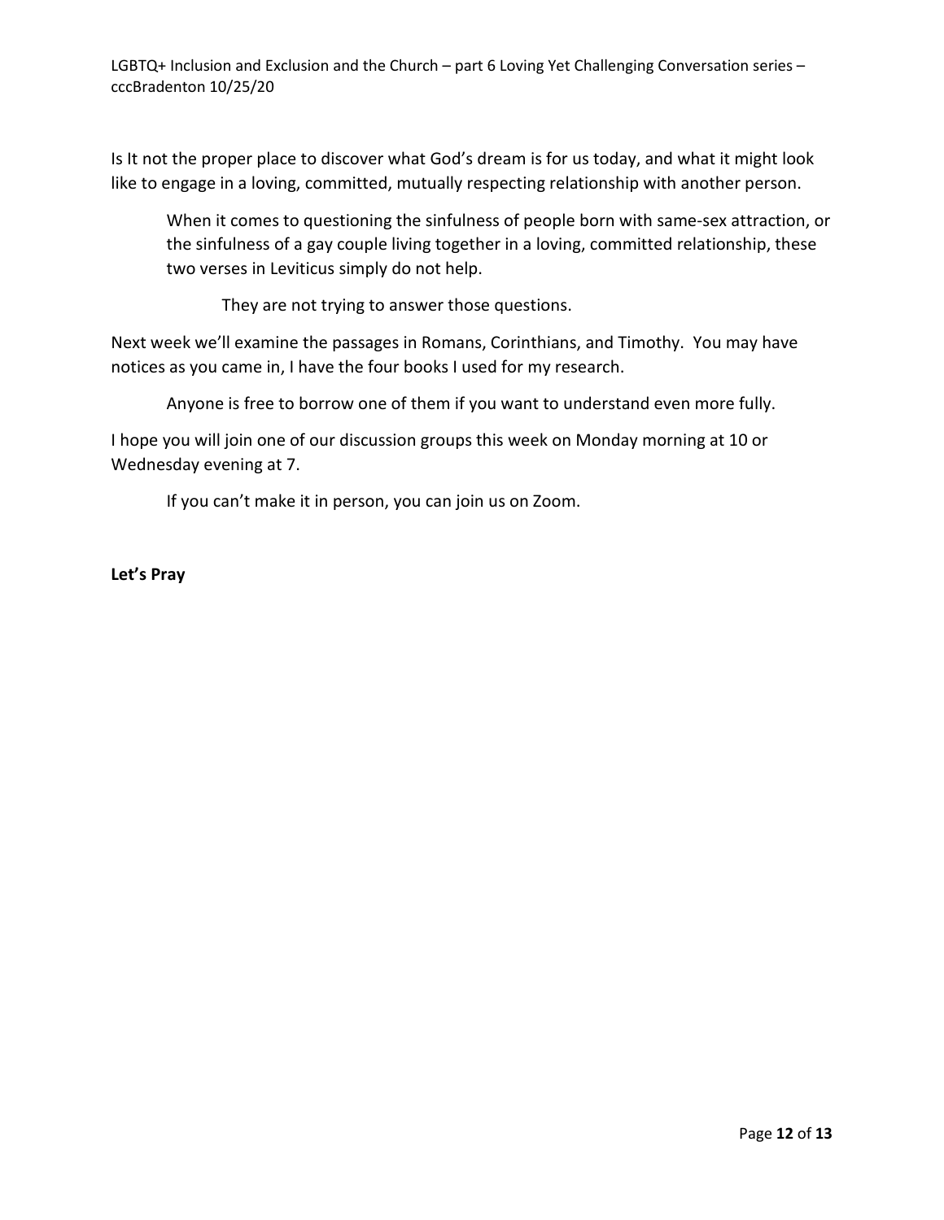Is It not the proper place to discover what God's dream is for us today, and what it might look like to engage in a loving, committed, mutually respecting relationship with another person.

When it comes to questioning the sinfulness of people born with same-sex attraction, or the sinfulness of a gay couple living together in a loving, committed relationship, these two verses in Leviticus simply do not help.

They are not trying to answer those questions.

Next week we'll examine the passages in Romans, Corinthians, and Timothy. You may have notices as you came in, I have the four books I used for my research.

Anyone is free to borrow one of them if you want to understand even more fully.

I hope you will join one of our discussion groups this week on Monday morning at 10 or Wednesday evening at 7.

If you can't make it in person, you can join us on Zoom.

**Let's Pray**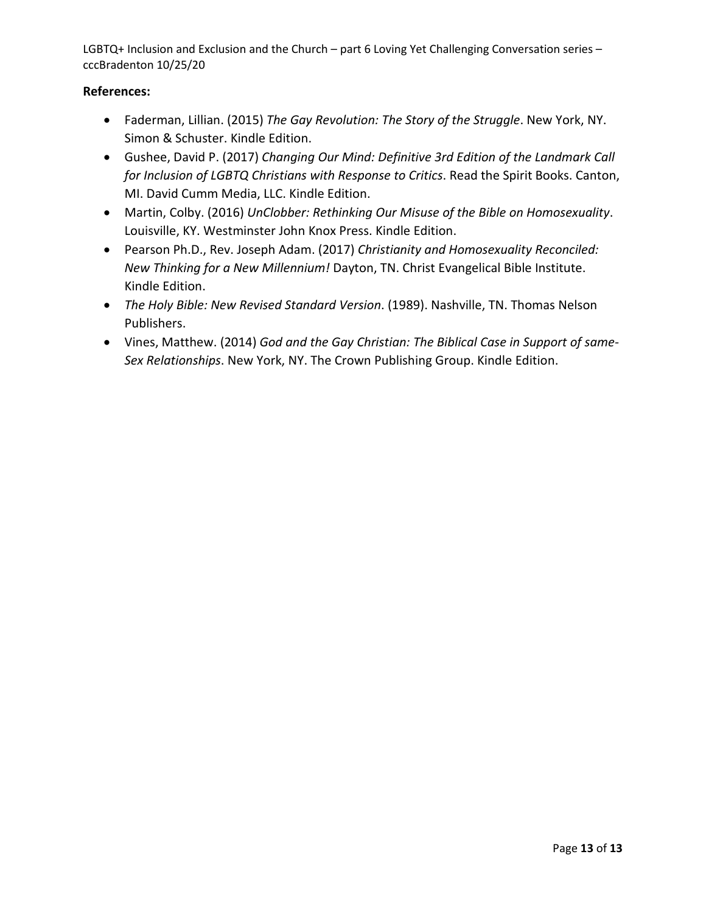**References:**

- Faderman, Lillian. (2015) *The Gay Revolution: The Story of the Struggle*. New York, NY. Simon & Schuster. Kindle Edition.
- Gushee, David P. (2017) *Changing Our Mind: Definitive 3rd Edition of the Landmark Call for Inclusion of LGBTQ Christians with Response to Critics*. Read the Spirit Books. Canton, MI. David Cumm Media, LLC. Kindle Edition.
- Martin, Colby. (2016) *UnClobber: Rethinking Our Misuse of the Bible on Homosexuality*. Louisville, KY. Westminster John Knox Press. Kindle Edition.
- Pearson Ph.D., Rev. Joseph Adam. (2017) *Christianity and Homosexuality Reconciled: New Thinking for a New Millennium!* Dayton, TN. Christ Evangelical Bible Institute. Kindle Edition.
- *The Holy Bible: New Revised Standard Version*. (1989). Nashville, TN. Thomas Nelson Publishers.
- Vines, Matthew. (2014) *God and the Gay Christian: The Biblical Case in Support of same-Sex Relationships*. New York, NY. The Crown Publishing Group. Kindle Edition.